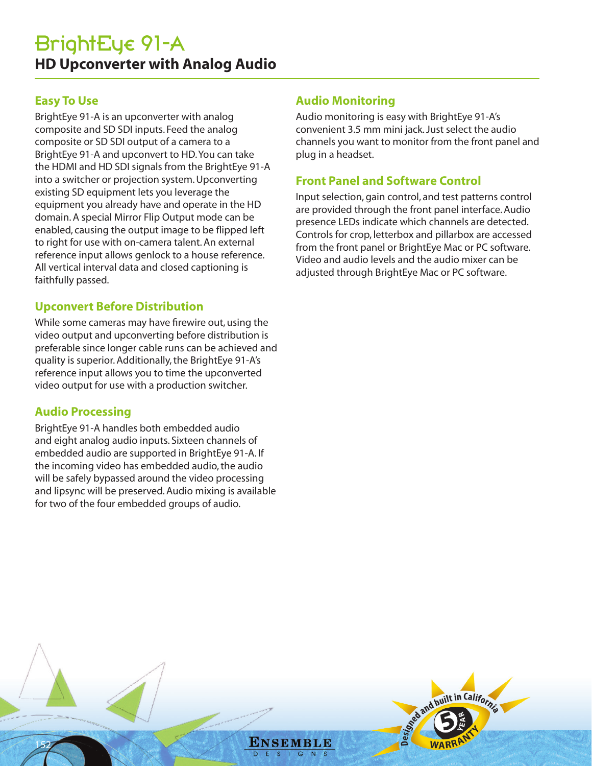# BrightEye 91-A

## HD Upconverter with Analog Audio

### Easy To Use

BrightEye 91-A is an upconverter with analog composite and SD SDI inputs. Feed the analog composite or SD SDI output of a camera to a BrightEye 91-A and upconvert to HD. You can take the HDMI and HD SDI signals from the BrightEye 91-A into a switcher or projection system. Upconverting existing SD equipment lets you leverage the equipment you already have and operate in the HD domain. A special Mirror Flip Output mode can be enabled, causing the output image to be flipped left to right for use with on-camera talent. An external reference input allows genlock to a house reference. All vertical interval data and closed captioning is faithfully passed.

### Upconvert Before Distribution

While some cameras may have firewire out, using the video output and upconverting before distribution is preferable since longer cable runs can be achieved and quality is superior. Additionally, the BrightEye 91-A's reference input allows you to time the upconverted video output for use with a production switcher.

### Audio Processing

BrightEye 91-A handles both embedded audio and eight analog audio inputs. Sixteen channels of embedded audio are supported in BrightEye 91-A. If the incoming video has embedded audio, the audio will be safely bypassed around the video processing and lipsync will be preserved. Audio mixing is available for two of the four embedded groups of audio.

### Audio Monitoring

Audio monitoring is easy with BrightEye 91-A's convenient 3.5 mm mini jack. Just select the audio channels you want to monitor from the front panel and plug in a headset.

### Front Panel and Software Control

Input selection, gain control, and test patterns control are provided through the front panel interface. Audio presence LEDs indicate which channels are detected. Controls for crop, letterbox and pillarbox are accessed from the front panel or BrightEye Mac or PC software. Video and audio levels and the audio mixer can be adjusted through BrightEye Mac or PC software.

ENSEMBLE DESIGNS

Designed and built in California 5 YEAR WARRANTY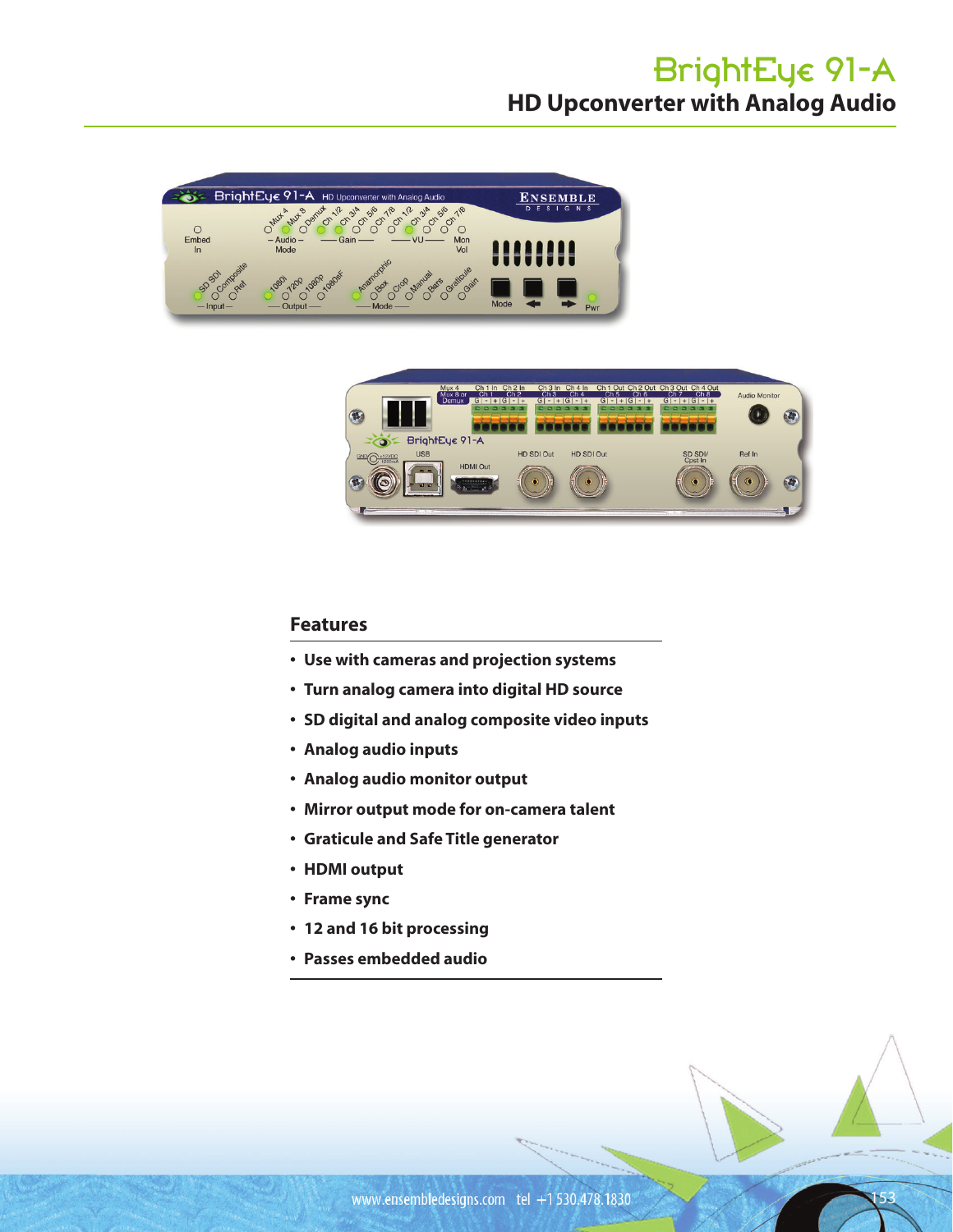# BrightEye 91-A

## HD Upconverter with Analog Audio

### Features

- Use with cameras and projection systems
- Turn analog camera into digital HD source
- SD digital and analog composite video inputs
- Analog audio inputs
- Analog audio monitor output
- Mirror output mode for on-camera talent
- Graticule and Safe Title generator
- HDMI output
- Frame sync
- 12 and 16 bit processing
- Passes embedded audio

www.ensembledesigns.com tel +1 530.478.1830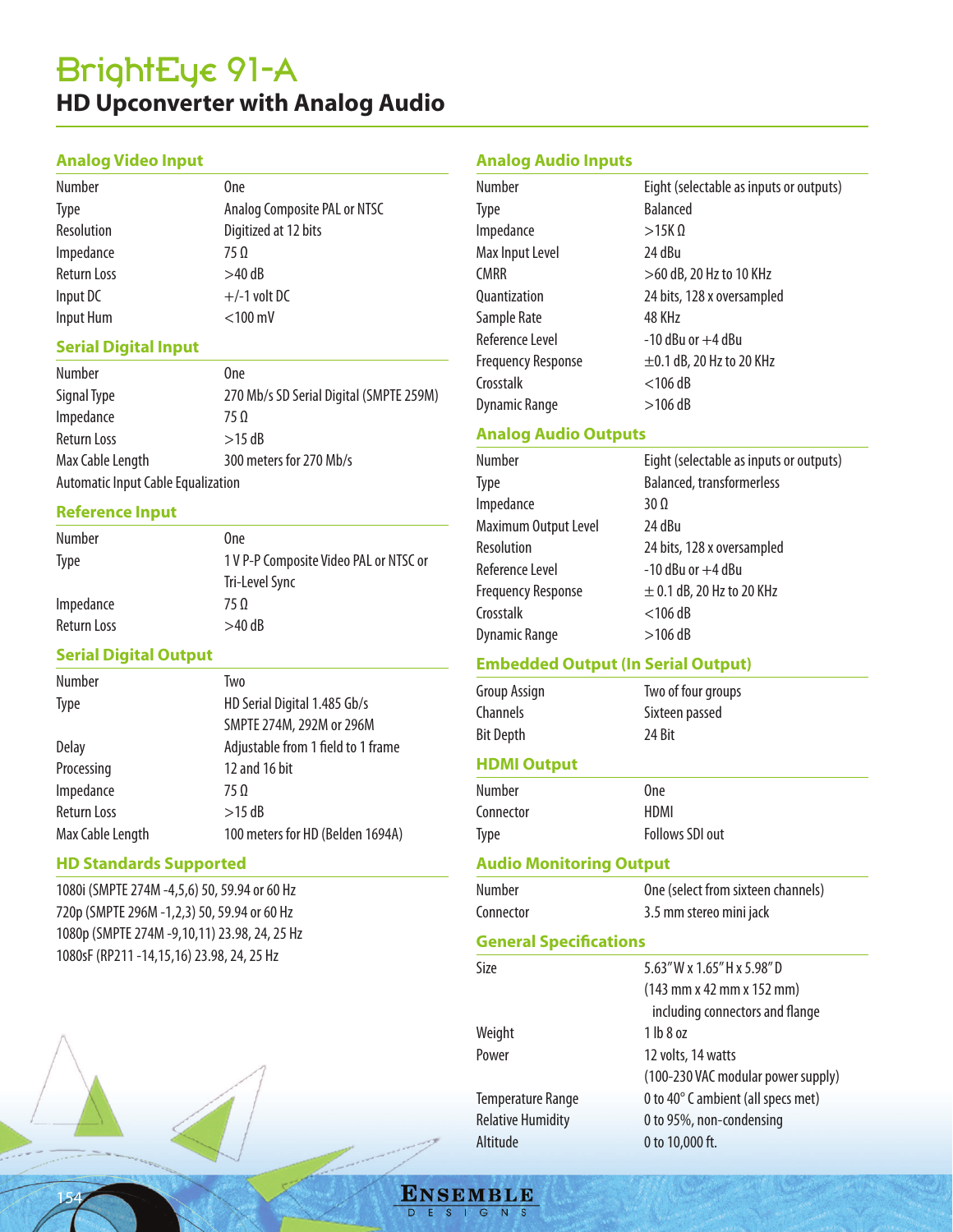# BrightEye 91-A

## HD Upconverter with Analog Audio

### Analog Video Input

| | |
|---|---|
| Number | One |
| Type | Analog Composite PAL or NTSC |
| Resolution | Digitized at 12 bits |
| Impedance | 75 Ω |
| Return Loss | >40 dB |
| Input DC | +/-1 volt DC |
| Input Hum | <100 mV |

### Serial Digital Input

| | |
|---|---|
| Number | One |
| Signal Type | 270 Mb/s SD Serial Digital (SMPTE 259M) |
| Impedance | 75 Ω |
| Return Loss | >15 dB |
| Max Cable Length | 300 meters for 270 Mb/s |

Automatic Input Cable Equalization

### Reference Input

| | |
|---|---|
| Number | One |
| Type | 1 V P-P Composite Video PAL or NTSC or Tri-Level Sync |
| Impedance | 75 Ω |
| Return Loss | >40 dB |

### Serial Digital Output

| | |
|---|---|
| Number | Two |
| Type | HD Serial Digital 1.485 Gb/s SMPTE 274M, 292M or 296M |
| Delay | Adjustable from 1 field to 1 frame |
| Processing | 12 and 16 bit |
| Impedance | 75 Ω |
| Return Loss | >15 dB |
| Max Cable Length | 100 meters for HD (Belden 1694A) |

### HD Standards Supported

1080i (SMPTE 274M -4,5,6) 50, 59.94 or 60 Hz
720p (SMPTE 296M -1,2,3) 50, 59.94 or 60 Hz
1080p (SMPTE 274M -9,10,11) 23.98, 24, 25 Hz
1080sF (RP211 -14,15,16) 23.98, 24, 25 Hz

### Analog Audio Inputs

| | |
|---|---|
| Number | Eight (selectable as inputs or outputs) |
| Type | Balanced |
| Impedance | >15K Ω |
| Max Input Level | 24 dBu |
| CMRR | >60 dB, 20 Hz to 10 KHz |
| Quantization | 24 bits, 128 x oversampled |
| Sample Rate | 48 KHz |
| Reference Level | -10 dBu or +4 dBu |
| Frequency Response | ±0.1 dB, 20 Hz to 20 KHz |
| Crosstalk | <106 dB |
| Dynamic Range | >106 dB |

### Analog Audio Outputs

| | |
|---|---|
| Number | Eight (selectable as inputs or outputs) |
| Type | Balanced, transformerless |
| Impedance | 30 Ω |
| Maximum Output Level | 24 dBu |
| Resolution | 24 bits, 128 x oversampled |
| Reference Level | -10 dBu or +4 dBu |
| Frequency Response | ± 0.1 dB, 20 Hz to 20 KHz |
| Crosstalk | <106 dB |
| Dynamic Range | >106 dB |

### Embedded Output (In Serial Output)

| | |
|---|---|
| Group Assign | Two of four groups |
| Channels | Sixteen passed |
| Bit Depth | 24 Bit |

### HDMI Output

| | |
|---|---|
| Number | One |
| Connector | HDMI |
| Type | Follows SDI out |

### Audio Monitoring Output

| | |
|---|---|
| Number | One (select from sixteen channels) |
| Connector | 3.5 mm stereo mini jack |

### General Specifications

| | |
|---|---|
| Size | 5.63" W x 1.65" H x 5.98" D (143 mm x 42 mm x 152 mm) including connectors and flange |
| Weight | 1 lb 8 oz |
| Power | 12 volts, 14 watts (100-230 VAC modular power supply) |
| Temperature Range | 0 to 40° C ambient (all specs met) |
| Relative Humidity | 0 to 95%, non-condensing |
| Altitude | 0 to 10,000 ft. |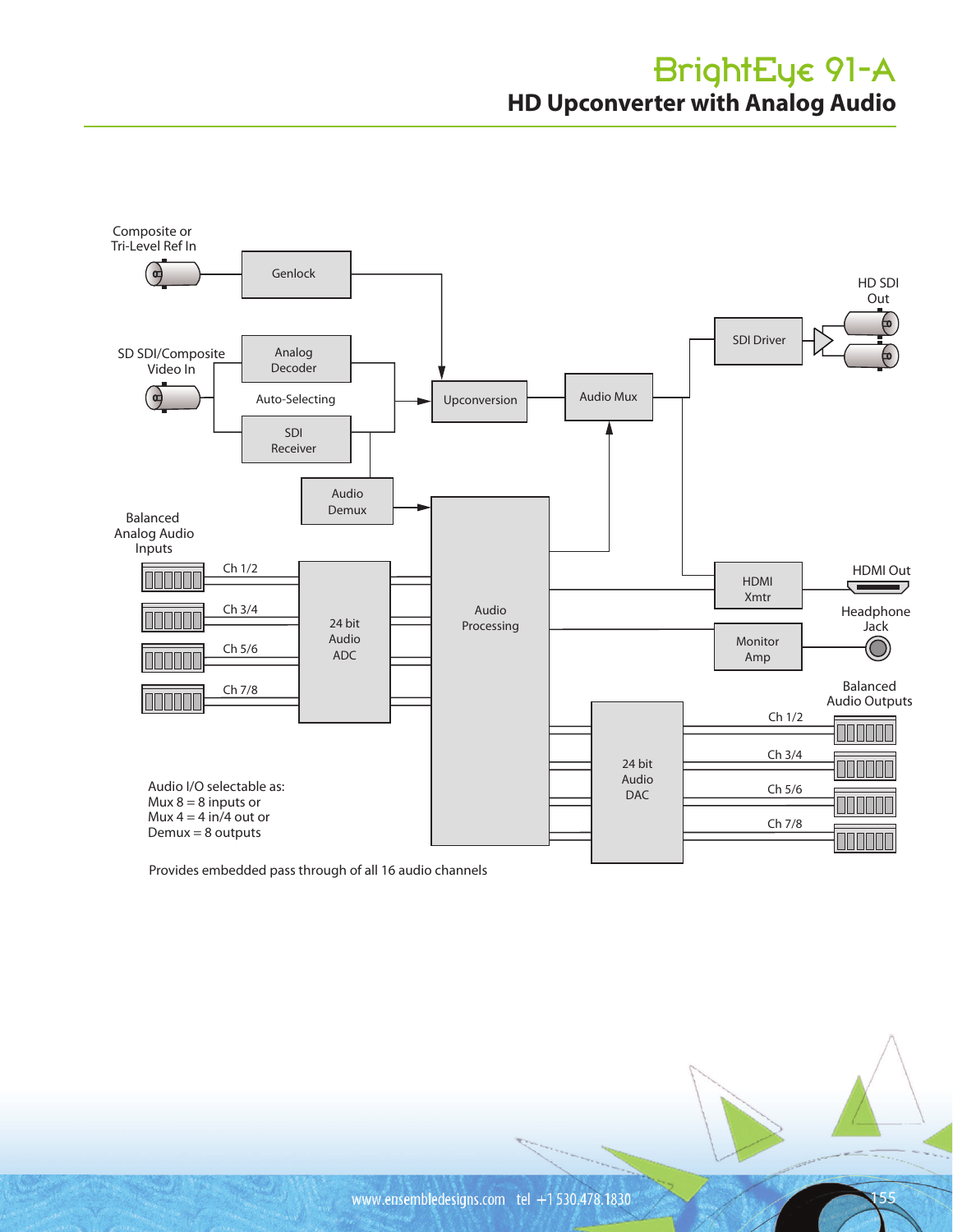# BrightEye 91-A

## HD Upconverter with Analog Audio

Composite or
Tri-Level Ref In

Genlock

HD SDI
Out

SDI Driver

SD SDI/Composite
Video In

Analog
Decoder

Auto-Selecting

Upconversion

Audio Mux

SDI
Receiver

Audio
Demux

Balanced
Analog Audio
Inputs

Ch 1/2

Ch 3/4

Ch 5/6

Ch 7/8

24 bit
Audio
ADC

Audio
Processing

HDMI
Xmtr

HDMI Out

Headphone
Jack

Monitor
Amp

Balanced
Audio Outputs

24 bit
Audio
DAC

Ch 1/2

Ch 3/4

Ch 5/6

Ch 7/8

Audio I/O selectable as:
Mux 8 = 8 inputs or
Mux 4 = 4 in/4 out or
Demux = 8 outputs

Provides embedded pass through of all 16 audio channels